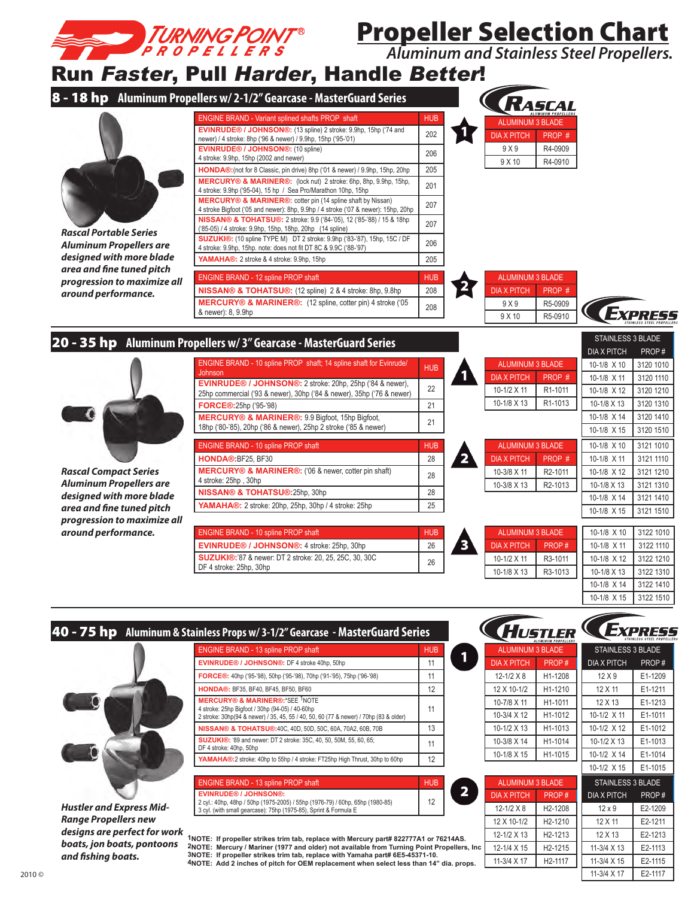# Turning Point Propellers®

# Propeller Selection Chart

*Aluminum and Stainless Steel Propellers.*

## Run *Faster*, Pull *Harder*, Handle *Better*!

## 8 - 18 hp Aluminum Propellers w/ 2-1/2" Gearcase - MasterGuard Series

***Rascal Portable Series Aluminum Propellers are designed with more blade area and fine tuned pitch progression to maximize all around performance.***

RASCAL ALUMINUM PROPELLERS

### 1

| ENGINE BRAND - Variant splined shafts PROP shaft | HUB |
|---|---|
| **EVINRUDE® / JOHNSON®:** (13 spline) 2 stroke: 9.9hp, 15hp ('74 and newer) / 4 stroke: 8hp ('96 & newer) / 9.9hp, 15hp ('95-'01) | 202 |
| **EVINRUDE® / JOHNSON®:** (10 spline) 4 stroke: 9.9hp, 15hp (2002 and newer) | 206 |
| **HONDA®:**(not for 8 Classic, pin drive) 8hp ('01 & newer) / 9.9hp, 15hp, 20hp | 205 |
| **MERCURY® & MARINER®:** (lock nut) 2 stroke: 6hp, 8hp, 9.9hp, 15hp, 4 stroke: 9.9hp ('95-04), 15 hp / Sea Pro/Marathon 10hp, 15hp | 201 |
| **MERCURY® & MARINER®:** cotter pin (14 spline shaft by Nissan) 4 stroke Bigfoot ('05 and newer): 8hp, 9.9hp / 4 stroke ('07 & newer): 15hp, 20hp | 207 |
| **NISSAN® & TOHATSU®:** 2 stroke: 9.9 ('84-'05), 12 ('85-'88) / 15 & 18hp ('85-05) / 4 stroke: 9.9hp, 15hp, 18hp, 20hp (14 spline) | 207 |
| **SUZUKI®:** (10 spline TYPE M) DT 2 stroke: 9.9hp ('83-'87), 15hp, 15C / DF 4 stroke: 9.9hp, 15hp. note: does not fit DT 8C & 9.9C ('88-'97) | 206 |
| **YAMAHA®:** 2 stroke & 4 stroke: 9.9hp, 15hp | 205 |

| ALUMINUM 3 BLADE | |
|---|---|
| DIA X PITCH | PROP # |
| 9 X 9 | R4-0909 |
| 9 X 10 | R4-0910 |

### 2

| ENGINE BRAND - 12 spline PROP shaft | HUB |
|---|---|
| **NISSAN® & TOHATSU®:** (12 spline) 2 & 4 stroke: 8hp, 9.8hp | 208 |
| **MERCURY® & MARINER®:** (12 spline, cotter pin) 4 stroke ('05 & newer): 8, 9.9hp | 208 |

| ALUMINUM 3 BLADE | |
|---|---|
| DIA X PITCH | PROP # |
| 9 X 9 | R5-0909 |
| 9 X 10 | R5-0910 |

## 20 - 35 hp Aluminum Propellers w/ 3" Gearcase - MasterGuard Series

***Rascal Compact Series Aluminum Propellers are designed with more blade area and fine tuned pitch progression to maximize all around performance.***

EXPRESS STAINLESS STEEL PROPELLERS

### 1

| ENGINE BRAND - 10 spline PROP shaft; 14 spline shaft for Evinrude/ Johnson | HUB |
|---|---|
| **EVINRUDE® / JOHNSON®:** 2 stroke: 20hp, 25hp ('84 & newer), 25hp commercial ('93 & newer), 30hp ('84 & newer), 35hp ('76 & newer) | 22 |
| **FORCE®:**25hp ('95-'98) | 21 |
| **MERCURY® & MARINER®:** 9.9 Bigfoot, 15hp Bigfoot, 18hp ('80-'85), 20hp ('86 & newer), 25hp 2 stroke ('85 & newer) | 21 |

| ALUMINUM 3 BLADE | |
|---|---|
| DIA X PITCH | PROP # |
| 10-1/2 X 11 | R1-1011 |
| 10-1/8 X 13 | R1-1013 |

| STAINLESS 3 BLADE | |
|---|---|
| DIA X PITCH | PROP # |
| 10-1/8 X 10 | 3120 1010 |
| 10-1/8 X 11 | 3120 1110 |
| 10-1/8 X 12 | 3120 1210 |
| 10-1/8 X 13 | 3120 1310 |
| 10-1/8 X 14 | 3120 1410 |
| 10-1/8 X 15 | 3120 1510 |

### 2

| ENGINE BRAND - 10 spline PROP shaft | HUB |
|---|---|
| **HONDA®:**BF25, BF30 | 28 |
| **MERCURY® & MARINER®:** ('06 & newer, cotter pin shaft) 4 stroke: 25hp , 30hp | 28 |
| **NISSAN® & TOHATSU®:**25hp, 30hp | 28 |
| **YAMAHA®:** 2 stroke: 20hp, 25hp, 30hp / 4 stroke: 25hp | 25 |

| ALUMINUM 3 BLADE | |
|---|---|
| DIA X PITCH | PROP # |
| 10-3/8 X 11 | R2-1011 |
| 10-3/8 X 13 | R2-1013 |

| STAINLESS 3 BLADE | |
|---|---|
| DIA X PITCH | PROP # |
| 10-1/8 X 10 | 3121 1010 |
| 10-1/8 X 11 | 3121 1110 |
| 10-1/8 X 12 | 3121 1210 |
| 10-1/8 X 13 | 3121 1310 |
| 10-1/8 X 14 | 3121 1410 |
| 10-1/8 X 15 | 3121 1510 |

### 3

| ENGINE BRAND - 10 spline PROP shaft | HUB |
|---|---|
| **EVINRUDE® / JOHNSON®:** 4 stroke: 25hp, 30hp | 26 |
| **SUZUKI®:**'87 & newer: DT 2 stroke: 20, 25, 25C, 30, 30C DF 4 stroke: 25hp, 30hp | 26 |

| ALUMINUM 3 BLADE | |
|---|---|
| DIA X PITCH | PROP # |
| 10-1/2 X 11 | R3-1011 |
| 10-1/8 X 13 | R3-1013 |

| STAINLESS 3 BLADE | |
|---|---|
| DIA X PITCH | PROP # |
| 10-1/8 X 10 | 3122 1010 |
| 10-1/8 X 11 | 3122 1110 |
| 10-1/8 X 12 | 3122 1210 |
| 10-1/8 X 13 | 3122 1310 |
| 10-1/8 X 14 | 3122 1410 |
| 10-1/8 X 15 | 3122 1510 |

## 40 - 75 hp Aluminum & Stainless Props w/ 3-1/2" Gearcase - MasterGuard Series

***Hustler and Express Mid-Range Propellers new designs are perfect for work boats, jon boats, pontoons and fishing boats.***

HUSTLER ALUMINUM PROPELLERS — EXPRESS STAINLESS STEEL PROPELLERS

### 1

| ENGINE BRAND - 13 spline PROP shaft | HUB |
|---|---|
| **EVINRUDE® / JOHNSON®:** DF 4 stroke 40hp, 50hp | 11 |
| **FORCE®:** 40hp ('95-'98), 50hp ('95-'98), 70hp ('91-'95), 75hp ('96-'98) | 11 |
| **HONDA®:** BF35, BF40, BF45, BF50, BF60 | 12 |
| **MERCURY® & MARINER®:**\*SEE [1]NOTE 4 stroke: 25hp Bigfoot / 30hp (94-05) / 40-60hp 2 stroke: 30hp(94 & newer) / 35, 45, 55 / 40, 50, 60 (77 & newer) / 70hp (83 & older) | 11 |
| **NISSAN® & TOHATSU®:**40C, 40D, 50D, 50C, 60A, 70A2, 60B, 70B | 13 |
| **SUZUKI®:** '89 and newer: DT 2 stroke: 35C, 40, 50, 50M, 55, 60, 65; DF 4 stroke: 40hp, 50hp | 11 |
| **YAMAHA®:**2 stroke: 40hp to 55hp / 4 stroke: FT25hp High Thrust, 30hp to 60hp | 12 |

| ALUMINUM 3 BLADE | |
|---|---|
| DIA X PITCH | PROP # |
| 12-1/2 X 8 | H1-1208 |
| 12 X 10-1/2 | H1-1210 |
| 10-7/8 X 11 | H1-1011 |
| 10-3/4 X 12 | H1-1012 |
| 10-1/2 X 13 | H1-1013 |
| 10-3/8 X 14 | H1-1014 |
| 10-1/8 X 15 | H1-1015 |

| STAINLESS 3 BLADE | |
|---|---|
| DIA X PITCH | PROP # |
| 12 X 9 | E1-1209 |
| 12 X 11 | E1-1211 |
| 12 X 13 | E1-1213 |
| 10-1/2 X 11 | E1-1011 |
| 10-1/2 X 12 | E1-1012 |
| 10-1/2 X 13 | E1-1013 |
| 10-1/2 X 14 | E1-1014 |
| 10-1/2 X 15 | E1-1015 |

### 2

| ENGINE BRAND - 13 spline PROP shaft | HUB |
|---|---|
| **EVINRUDE® / JOHNSON®:** 2 cyl.: 40hp, 48hp / 50hp (1975-2005) / 55hp (1976-79) / 60hp, 65hp (1980-85) 3 cyl. (with small gearcase): 75hp (1975-85), Sprint & Formula E | 12 |

| ALUMINUM 3 BLADE | |
|---|---|
| DIA X PITCH | PROP # |
| 12-1/2 X 8 | H2-1208 |
| 12 X 10-1/2 | H2-1210 |
| 12-1/2 X 13 | H2-1213 |
| 12-1/4 X 15 | H2-1215 |
| 11-3/4 X 17 | H2-1117 |

| STAINLESS 3 BLADE | |
|---|---|
| DIA X PITCH | PROP # |
| 12 x 9 | E2-1209 |
| 12 X 11 | E2-1211 |
| 12 X 13 | E2-1213 |
| 11-3/4 X 13 | E2-1113 |
| 11-3/4 X 15 | E2-1115 |
| 11-3/4 X 17 | E2-1117 |

[1]**NOTE: If propeller strikes trim tab, replace with Mercury part# 822777A1 or 76214AS.**
[2]**NOTE: Mercury / Mariner (1977 and older) not available from Turning Point Propellers, Inc**
[3]**NOTE: If propeller strikes trim tab, replace with Yamaha part# 6E5-45371-10.**
[4]**NOTE: Add 2 inches of pitch for OEM replacement when select less than 14" dia. props.**

2010 ©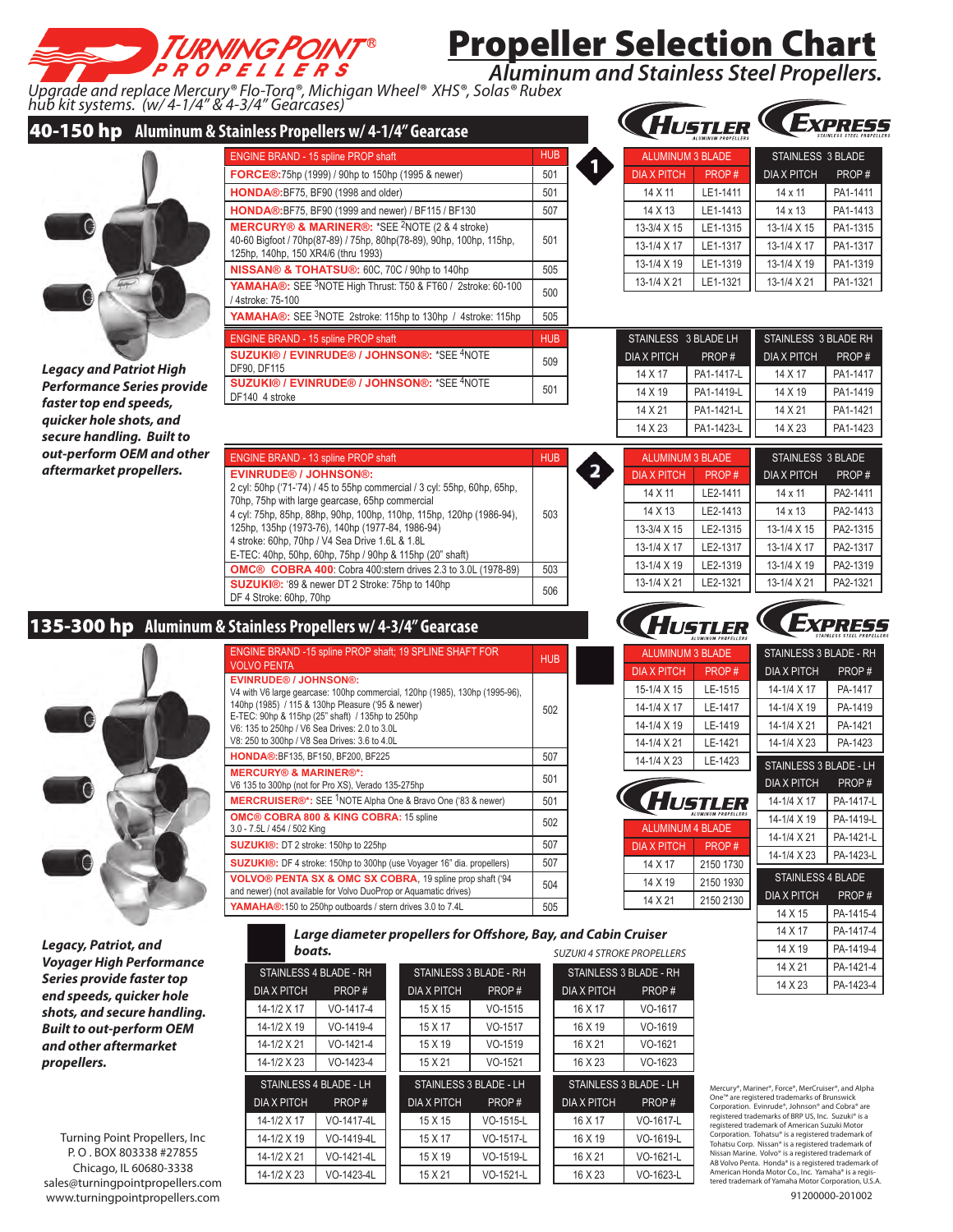# Propeller Selection Chart

## Aluminum and Stainless Steel Propellers.

*Upgrade and replace Mercury® Flo-Torq®, Michigan Wheel® XHS®, Solas® Rubex hub kit systems. (w/ 4-1/4" & 4-3/4" Gearcases)*

## 40-150 hp Aluminum & Stainless Propellers w/ 4-1/4" Gearcase

HUSTLER ALUMINUM PROPELLERS — EXPRESS STAINLESS STEEL PROPELLERS

**1**

| ENGINE BRAND - 15 spline PROP shaft | HUB |
|---|---|
| **FORCE®:** 75hp (1999) / 90hp to 150hp (1995 & newer) | 501 |
| **HONDA®:** BF75, BF90 (1998 and older) | 501 |
| **HONDA®:** BF75, BF90 (1999 and newer) / BF115 / BF130 | 507 |
| **MERCURY® & MARINER®:** *SEE [2]NOTE (2 & 4 stroke) 40-60 Bigfoot / 70hp(87-89) / 75hp, 80hp(78-89), 90hp, 100hp, 115hp, 125hp, 140hp, 150 XR4/6 (thru 1993) | 501 |
| **NISSAN® & TOHATSU®:** 60C, 70C / 90hp to 140hp | 505 |
| **YAMAHA®:** SEE [3]NOTE High Thrust: T50 & FT60 / 2stroke: 60-100 / 4stroke: 75-100 | 500 |
| **YAMAHA®:** SEE [3]NOTE 2stroke: 115hp to 130hp / 4stroke: 115hp | 505 |

| ALUMINUM 3 BLADE | | STAINLESS 3 BLADE | |
|---|---|---|---|
| DIA X PITCH | PROP # | DIA X PITCH | PROP # |
| 14 X 11 | LE1-1411 | 14 x 11 | PA1-1411 |
| 14 X 13 | LE1-1413 | 14 x 13 | PA1-1413 |
| 13-3/4 X 15 | LE1-1315 | 13-1/4 X 15 | PA1-1315 |
| 13-1/4 X 17 | LE1-1317 | 13-1/4 X 17 | PA1-1317 |
| 13-1/4 X 19 | LE1-1319 | 13-1/4 X 19 | PA1-1319 |
| 13-1/4 X 21 | LE1-1321 | 13-1/4 X 21 | PA1-1321 |

| ENGINE BRAND - 15 spline PROP shaft | HUB |
|---|---|
| **SUZUKI® / EVINRUDE® / JOHNSON®:** *SEE [4]NOTE DF90, DF115 | 509 |
| **SUZUKI® / EVINRUDE® / JOHNSON®:** *SEE [4]NOTE DF140 4 stroke | 501 |

| STAINLESS 3 BLADE LH | | STAINLESS 3 BLADE RH | |
|---|---|---|---|
| DIA X PITCH | PROP # | DIA X PITCH | PROP # |
| 14 X 17 | PA1-1417-L | 14 X 17 | PA1-1417 |
| 14 X 19 | PA1-1419-L | 14 X 19 | PA1-1419 |
| 14 X 21 | PA1-1421-L | 14 X 21 | PA1-1421 |
| 14 X 23 | PA1-1423-L | 14 X 23 | PA1-1423 |

*Legacy and Patriot High Performance Series provide faster top end speeds, quicker hole shots, and secure handling. Built to out-perform OEM and other aftermarket propellers.*

**2**

| ENGINE BRAND - 13 spline PROP shaft | HUB |
|---|---|
| **EVINRUDE® / JOHNSON®:** 2 cyl: 50hp ('71-'74) / 45 to 55hp commercial / 3 cyl: 55hp, 60hp, 65hp, 70hp, 75hp with large gearcase, 65hp commercial 4 cyl: 75hp, 85hp, 88hp, 90hp, 100hp, 110hp, 115hp, 120hp (1986-94), 125hp, 135hp (1973-76), 140hp (1977-84, 1986-94) 4 stroke: 60hp, 70hp / V4 Sea Drive 1.6L & 1.8L E-TEC: 40hp, 50hp, 60hp, 75hp / 90hp & 115hp (20" shaft) | 503 |
| **OMC® COBRA 400:** Cobra 400:stern drives 2.3 to 3.0L (1978-89) | 503 |
| **SUZUKI®:** '89 & newer DT 2 Stroke: 75hp to 140hp DF 4 Stroke: 60hp, 70hp | 506 |

| ALUMINUM 3 BLADE | | STAINLESS 3 BLADE | |
|---|---|---|---|
| DIA X PITCH | PROP # | DIA X PITCH | PROP # |
| 14 X 11 | LE2-1411 | 14 x 11 | PA2-1411 |
| 14 X 13 | LE2-1413 | 14 x 13 | PA2-1413 |
| 13-3/4 X 15 | LE2-1315 | 13-1/4 X 15 | PA2-1315 |
| 13-1/4 X 17 | LE2-1317 | 13-1/4 X 17 | PA2-1317 |
| 13-1/4 X 19 | LE2-1319 | 13-1/4 X 19 | PA2-1319 |
| 13-1/4 X 21 | LE2-1321 | 13-1/4 X 21 | PA2-1321 |

## 135-300 hp Aluminum & Stainless Propellers w/ 4-3/4" Gearcase

HUSTLER ALUMINUM PROPELLERS — EXPRESS STAINLESS STEEL PROPELLERS

| ENGINE BRAND -15 spline PROP shaft; 19 SPLINE SHAFT FOR VOLVO PENTA | HUB |
|---|---|
| **EVINRUDE® / JOHNSON®:** V4 with V6 large gearcase: 100hp commercial, 120hp (1985), 130hp (1995-96), 140hp (1985) / 115 & 130hp Pleasure ('95 & newer) E-TEC: 90hp & 115hp (25" shaft) / 135hp to 250hp V6: 135 to 250hp / V6 Sea Drives: 2.0 to 3.0L V8: 250 to 300hp / V8 Sea Drives: 3.6 to 4.0L | 502 |
| **HONDA®:** BF135, BF150, BF200, BF225 | 507 |
| **MERCURY® & MARINER®*:** V6 135 to 300hp (not for Pro XS), Verado 135-275hp | 501 |
| **MERCRUISER®*:** SEE [1]NOTE Alpha One & Bravo One ('83 & newer) | 501 |
| **OMC® COBRA 800 & KING COBRA:** 15 spline 3.0 - 7.5L / 454 / 502 King | 502 |
| **SUZUKI®:** DT 2 stroke: 150hp to 225hp | 507 |
| **SUZUKI®:** DF 4 stroke: 150hp to 300hp (use Voyager 16" dia. propellers) | 507 |
| **VOLVO® PENTA SX & OMC SX COBRA,** 19 spline prop shaft ('94 and newer) (not available for Volvo DuoProp or Aquamatic drives) | 504 |
| **YAMAHA®:** 150 to 250hp outboards / stern drives 3.0 to 7.4L | 505 |

| ALUMINUM 3 BLADE | |
|---|---|
| DIA X PITCH | PROP # |
| 15-1/4 X 15 | LE-1515 |
| 14-1/4 X 17 | LE-1417 |
| 14-1/4 X 19 | LE-1419 |
| 14-1/4 X 21 | LE-1421 |
| 14-1/4 X 23 | LE-1423 |

HUSTLER ALUMINUM PROPELLERS

| ALUMINUM 4 BLADE | |
|---|---|
| DIA X PITCH | PROP # |
| 14 X 17 | 2150 1730 |
| 14 X 19 | 2150 1930 |
| 14 X 21 | 2150 2130 |

| STAINLESS 3 BLADE - RH | |
|---|---|
| DIA X PITCH | PROP # |
| 14-1/4 X 17 | PA-1417 |
| 14-1/4 X 19 | PA-1419 |
| 14-1/4 X 21 | PA-1421 |
| 14-1/4 X 23 | PA-1423 |

| STAINLESS 3 BLADE - LH | |
|---|---|
| DIA X PITCH | PROP # |
| 14-1/4 X 17 | PA-1417-L |
| 14-1/4 X 19 | PA-1419-L |
| 14-1/4 X 21 | PA-1421-L |
| 14-1/4 X 23 | PA-1423-L |

| STAINLESS 4 BLADE | |
|---|---|
| DIA X PITCH | PROP # |
| 14 X 15 | PA-1415-4 |
| 14 X 17 | PA-1417-4 |
| 14 X 19 | PA-1419-4 |
| 14 X 21 | PA-1421-4 |
| 14 X 23 | PA-1423-4 |

*Legacy, Patriot, and Voyager High Performance Series provide faster top end speeds, quicker hole shots, and secure handling. Built to out-perform OEM and other aftermarket propellers.*

***Large diameter propellers for Offshore, Bay, and Cabin Cruiser boats.***

| STAINLESS 4 BLADE - RH | |
|---|---|
| DIA X PITCH | PROP # |
| 14-1/2 X 17 | VO-1417-4 |
| 14-1/2 X 19 | VO-1419-4 |
| 14-1/2 X 21 | VO-1421-4 |
| 14-1/2 X 23 | VO-1423-4 |

| STAINLESS 4 BLADE - LH | |
|---|---|
| DIA X PITCH | PROP # |
| 14-1/2 X 17 | VO-1417-4L |
| 14-1/2 X 19 | VO-1419-4L |
| 14-1/2 X 21 | VO-1421-4L |
| 14-1/2 X 23 | VO-1423-4L |

| STAINLESS 3 BLADE - RH | |
|---|---|
| DIA X PITCH | PROP # |
| 15 X 15 | VO-1515 |
| 15 X 17 | VO-1517 |
| 15 X 19 | VO-1519 |
| 15 X 21 | VO-1521 |

| STAINLESS 3 BLADE - LH | |
|---|---|
| DIA X PITCH | PROP # |
| 15 X 15 | VO-1515-L |
| 15 X 17 | VO-1517-L |
| 15 X 19 | VO-1519-L |
| 15 X 21 | VO-1521-L |

*SUZUKI 4 STROKE PROPELLERS*

| STAINLESS 3 BLADE - RH | |
|---|---|
| DIA X PITCH | PROP # |
| 16 X 17 | VO-1617 |
| 16 X 19 | VO-1619 |
| 16 X 21 | VO-1621 |
| 16 X 23 | VO-1623 |

| STAINLESS 3 BLADE - LH | |
|---|---|
| DIA X PITCH | PROP # |
| 16 X 17 | VO-1617-L |
| 16 X 19 | VO-1619-L |
| 16 X 21 | VO-1621-L |
| 16 X 23 | VO-1623-L |

Turning Point Propellers, Inc
P. O . BOX 803338 #27855
Chicago, IL 60680-3338
sales@turningpointpropellers.com
www.turningpointpropellers.com

Mercury®, Mariner®, Force®, MerCruiser®, and Alpha One™ are registered trademarks of Brunswick Corporation. Evinrude®, Johnson® and Cobra® are registered trademarks of BRP US, Inc. Suzuki® is a registered trademark of American Suzuki Motor Corporation. Tohatsu® is a registered trademark of Tohatsu Corp. Nissan® is a registered trademark of Nissan Marine. Volvo® is a registered trademark of AB Volvo Penta. Honda® is a registered trademark of American Honda Motor Co., Inc. Yamaha® is a registered trademark of Yamaha Motor Corporation, U.S.A.

91200000-201002